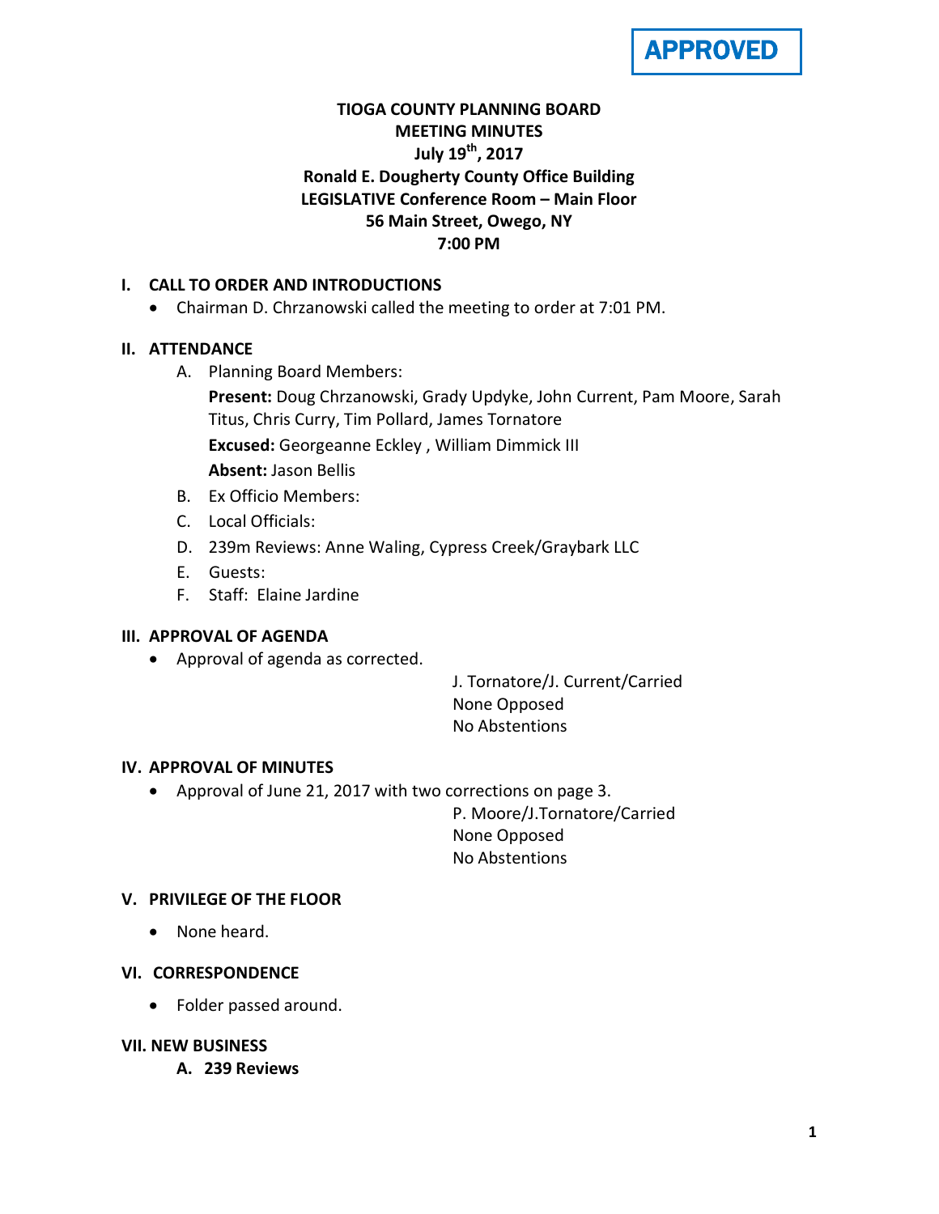**APPROVED**

# TIOGA COUNTY PLANNING BOARD
# MEETING MINUTES
## July 19th, 2017
## Ronald E. Dougherty County Office Building
## LEGISLATIVE Conference Room – Main Floor
## 56 Main Street, Owego, NY
## 7:00 PM

### I. CALL TO ORDER AND INTRODUCTIONS

- Chairman D. Chrzanowski called the meeting to order at 7:01 PM.

### II. ATTENDANCE

A. Planning Board Members:

**Present:** Doug Chrzanowski, Grady Updyke, John Current, Pam Moore, Sarah Titus, Chris Curry, Tim Pollard, James Tornatore

**Excused:** Georgeanne Eckley , William Dimmick III

**Absent:** Jason Bellis

B. Ex Officio Members:

C. Local Officials:

D. 239m Reviews: Anne Waling, Cypress Creek/Graybark LLC

E. Guests:

F. Staff: Elaine Jardine

### III. APPROVAL OF AGENDA

- Approval of agenda as corrected.

J. Tornatore/J. Current/Carried
None Opposed
No Abstentions

### IV. APPROVAL OF MINUTES

- Approval of June 21, 2017 with two corrections on page 3.

P. Moore/J.Tornatore/Carried
None Opposed
No Abstentions

### V. PRIVILEGE OF THE FLOOR

- None heard.

### VI. CORRESPONDENCE

- Folder passed around.

### VII. NEW BUSINESS

**A. 239 Reviews**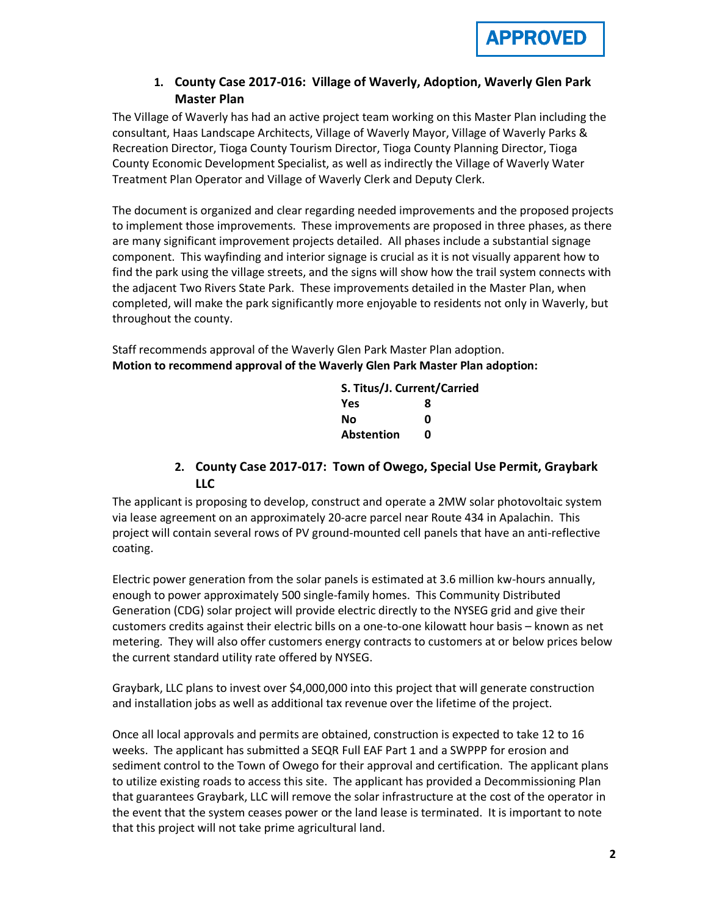**APPROVED**

### 1. County Case 2017-016: Village of Waverly, Adoption, Waverly Glen Park Master Plan

The Village of Waverly has had an active project team working on this Master Plan including the consultant, Haas Landscape Architects, Village of Waverly Mayor, Village of Waverly Parks & Recreation Director, Tioga County Tourism Director, Tioga County Planning Director, Tioga County Economic Development Specialist, as well as indirectly the Village of Waverly Water Treatment Plan Operator and Village of Waverly Clerk and Deputy Clerk.

The document is organized and clear regarding needed improvements and the proposed projects to implement those improvements. These improvements are proposed in three phases, as there are many significant improvement projects detailed. All phases include a substantial signage component. This wayfinding and interior signage is crucial as it is not visually apparent how to find the park using the village streets, and the signs will show how the trail system connects with the adjacent Two Rivers State Park. These improvements detailed in the Master Plan, when completed, will make the park significantly more enjoyable to residents not only in Waverly, but throughout the county.

Staff recommends approval of the Waverly Glen Park Master Plan adoption.

**Motion to recommend approval of the Waverly Glen Park Master Plan adoption:**

**S. Titus/J. Current/Carried**

| | |
|---|---|
| **Yes** | **8** |
| **No** | **0** |
| **Abstention** | **0** |

### 2. County Case 2017-017: Town of Owego, Special Use Permit, Graybark LLC

The applicant is proposing to develop, construct and operate a 2MW solar photovoltaic system via lease agreement on an approximately 20-acre parcel near Route 434 in Apalachin. This project will contain several rows of PV ground-mounted cell panels that have an anti-reflective coating.

Electric power generation from the solar panels is estimated at 3.6 million kw-hours annually, enough to power approximately 500 single-family homes. This Community Distributed Generation (CDG) solar project will provide electric directly to the NYSEG grid and give their customers credits against their electric bills on a one-to-one kilowatt hour basis – known as net metering. They will also offer customers energy contracts to customers at or below prices below the current standard utility rate offered by NYSEG.

Graybark, LLC plans to invest over $4,000,000 into this project that will generate construction and installation jobs as well as additional tax revenue over the lifetime of the project.

Once all local approvals and permits are obtained, construction is expected to take 12 to 16 weeks. The applicant has submitted a SEQR Full EAF Part 1 and a SWPPP for erosion and sediment control to the Town of Owego for their approval and certification. The applicant plans to utilize existing roads to access this site. The applicant has provided a Decommissioning Plan that guarantees Graybark, LLC will remove the solar infrastructure at the cost of the operator in the event that the system ceases power or the land lease is terminated. It is important to note that this project will not take prime agricultural land.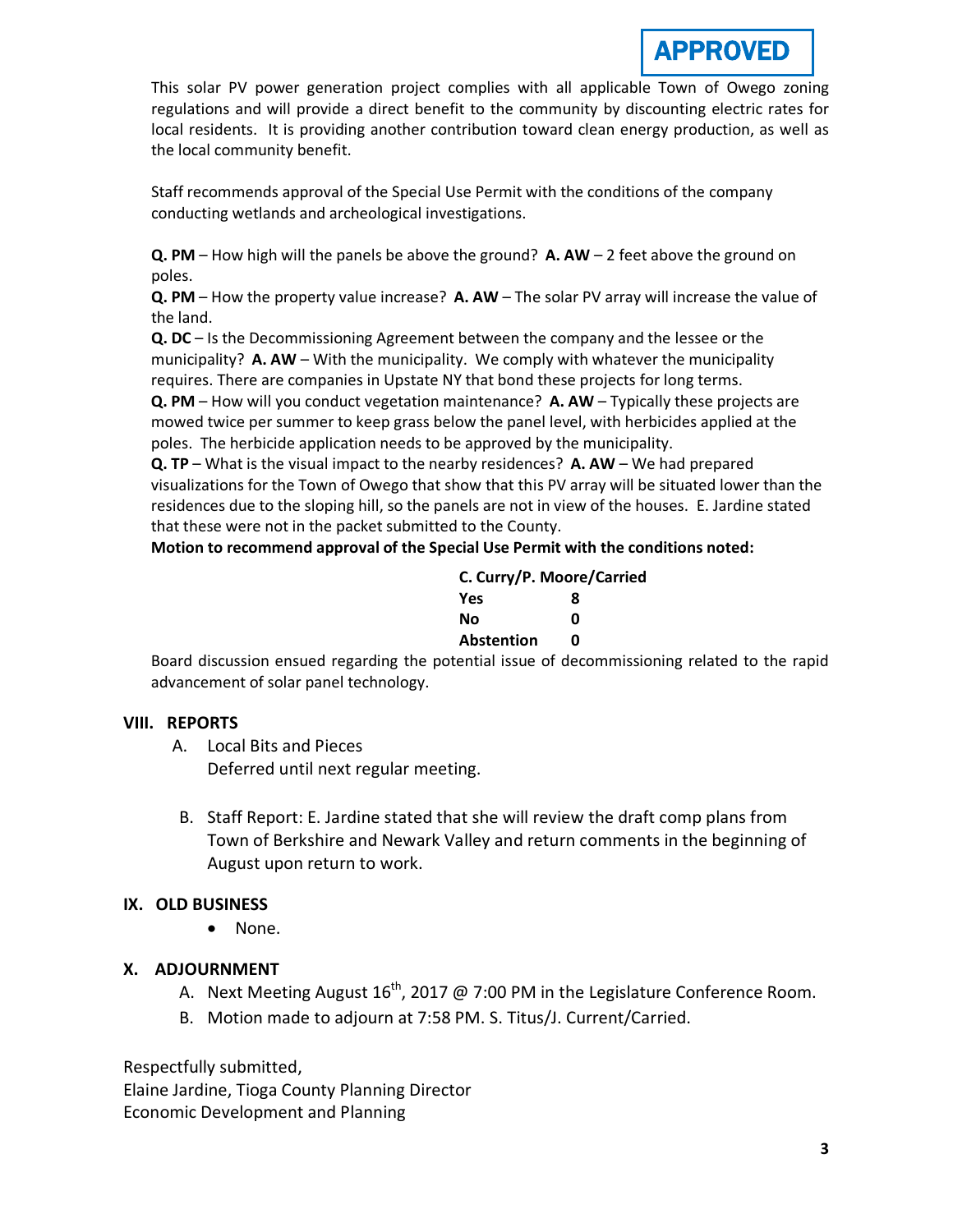**APPROVED**

This solar PV power generation project complies with all applicable Town of Owego zoning regulations and will provide a direct benefit to the community by discounting electric rates for local residents. It is providing another contribution toward clean energy production, as well as the local community benefit.

Staff recommends approval of the Special Use Permit with the conditions of the company conducting wetlands and archeological investigations.

**Q. PM** – How high will the panels be above the ground? **A. AW** – 2 feet above the ground on poles.
**Q. PM** – How the property value increase? **A. AW** – The solar PV array will increase the value of the land.
**Q. DC** – Is the Decommissioning Agreement between the company and the lessee or the municipality? **A. AW** – With the municipality. We comply with whatever the municipality requires. There are companies in Upstate NY that bond these projects for long terms.
**Q. PM** – How will you conduct vegetation maintenance? **A. AW** – Typically these projects are mowed twice per summer to keep grass below the panel level, with herbicides applied at the poles. The herbicide application needs to be approved by the municipality.
**Q. TP** – What is the visual impact to the nearby residences? **A. AW** – We had prepared visualizations for the Town of Owego that show that this PV array will be situated lower than the residences due to the sloping hill, so the panels are not in view of the houses. E. Jardine stated that these were not in the packet submitted to the County.

**Motion to recommend approval of the Special Use Permit with the conditions noted:**

| C. Curry/P. Moore/Carried | |
|---|---|
| **Yes** | **8** |
| **No** | **0** |
| **Abstention** | **0** |

Board discussion ensued regarding the potential issue of decommissioning related to the rapid advancement of solar panel technology.

## VIII. REPORTS

A. Local Bits and Pieces
Deferred until next regular meeting.

B. Staff Report: E. Jardine stated that she will review the draft comp plans from Town of Berkshire and Newark Valley and return comments in the beginning of August upon return to work.

## IX. OLD BUSINESS

- None.

## X. ADJOURNMENT

A. Next Meeting August 16th, 2017 @ 7:00 PM in the Legislature Conference Room.
B. Motion made to adjourn at 7:58 PM. S. Titus/J. Current/Carried.

Respectfully submitted,
Elaine Jardine, Tioga County Planning Director
Economic Development and Planning